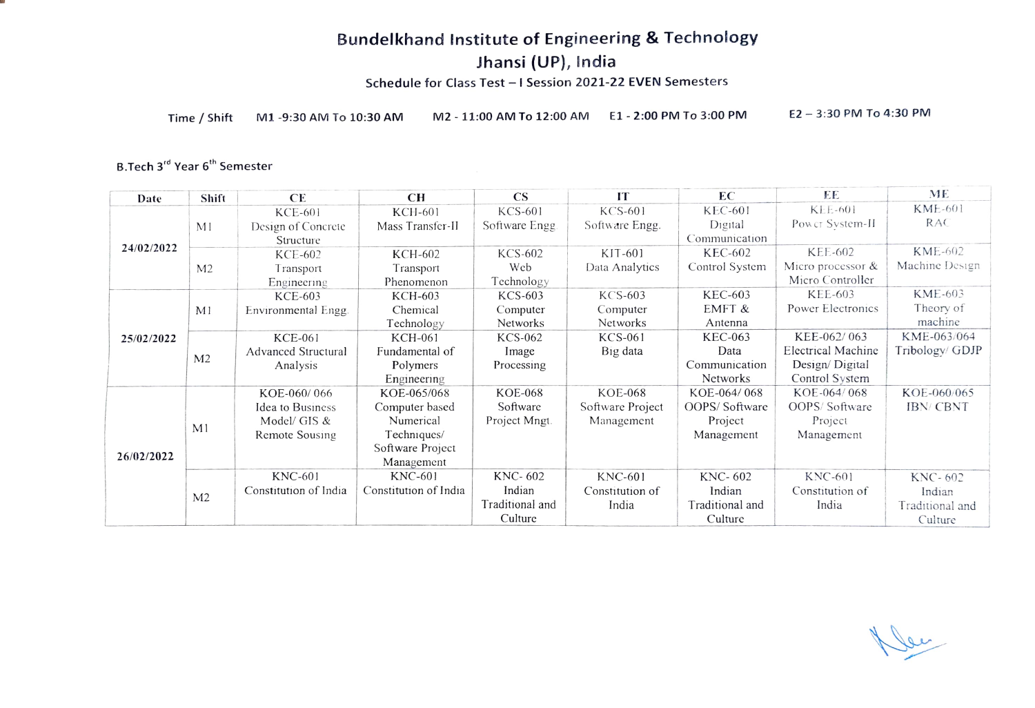# Bundelkhand Institute of Engineering & Technology

## Jhansi (UP), India

### Schedule for Class Test – I Session 2021-22 EVEN Semesters

**Time / Shift** M1 -9:30 AM To 10:30 AM  M2 - 11:00 AM To 12:00 AM  E1 - 2:00 PM To 3:00 PM  E2 – 3:30 PM To 4:30 PM

**B.Tech 3rd Year 6th Semester**

| Date | Shift | CE | CH | CS | IT | EC | EE | ME |
|---|---|---|---|---|---|---|---|---|
| 24/02/2022 | M1 | KCE-601 Design of Concrete Structure | KCH-601 Mass Transfer-II | KCS-601 Software Engg | KCS-601 Software Engg. | KEC-601 Digital Communication | KEE-601 Power System-II | KME-601 RAC |
| | M2 | KCE-602 Transport Engineering | KCH-602 Transport Phenomenon | KCS-602 Web Technology | KIT-601 Data Analytics | KEC-602 Control System | KEE-602 Micro processor & Micro Controller | KME-602 Machine Design |
| 25/02/2022 | M1 | KCE-603 Environmental Engg. | KCH-603 Chemical Technology | KCS-603 Computer Networks | KCS-603 Computer Networks | KEC-603 EMFT & Antenna | KEE-603 Power Electronics | KME-603 Theory of machine |
| | M2 | KCE-061 Advanced Structural Analysis | KCH-061 Fundamental of Polymers Engineering | KCS-062 Image Processing | KCS-061 Big data | KEC-063 Data Communication Networks | KEE-062/ 063 Electrical Machine Design/ Digital Control System | KME-063/064 Tribology/ GDJP |
| 26/02/2022 | M1 | KOE-060/ 066 Idea to Business Model/ GIS & Remote Sousing | KOE-065/068 Computer based Numerical Techniques/ Software Project Management | KOE-068 Software Project Mngt. | KOE-068 Software Project Management | KOE-064/ 068 OOPS/ Software Project Management | KOE-064/ 068 OOPS/ Software Project Management | KOE-060/065 IBN/ CBNT |
| | M2 | KNC-601 Constitution of India | KNC-601 Constitution of India | KNC- 602 Indian Traditional and Culture | KNC-601 Constitution of India | KNC- 602 Indian Traditional and Culture | KNC-601 Constitution of India | KNC- 602 Indian Traditional and Culture |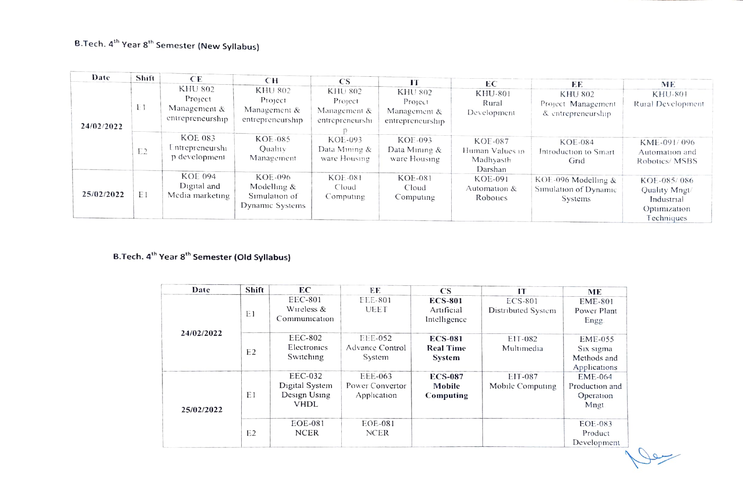### B.Tech. 4th Year 8th Semester (New Syllabus)

| Date | Shift | CE | CH | CS | IT | EC | EE | ME |
|---|---|---|---|---|---|---|---|---|
| 24/02/2022 | E1 | KHU 802 Project Management & entrepreneurship | KHU 802 Project Management & entrepreneurship | KHU 802 Project Management & entrepreneurship | KHU 802 Project Management & entrepreneurship | KHU-801 Rural Development | KHU 802 Project Management & entrepreneurship | KHU-801 Rural Development |
| | E2 | KOE 083 Entrepreneurship development | KOE-085 Quality Management | KOE-093 Data Mining & ware Housing | KOE-093 Data Mining & ware Housing | KOE-087 Human Values in Madhyasth Darshan | KOE-084 Introduction to Smart Grid | KME-091/ 096 Automation and Robotics/ MSBS |
| 25/02/2022 | E1 | KOE 094 Digital and Media marketing | KOE-096 Modelling & Simulation of Dynamic Systems | KOE-081 Cloud Computing | KOE-081 Cloud Computing | KOE-091 Automation & Robotics | KOE-096 Modelling & Simulation of Dynamic Systems | KOE-085/ 086 Quality Mngt/ Industrial Optimization Techniques |

### B.Tech. 4th Year 8th Semester (Old Syllabus)

| Date | Shift | EC | EE | CS | IT | ME |
|---|---|---|---|---|---|---|
| 24/02/2022 | E1 | EEC-801 Wireless & Communication | EEE-801 UEET | **ECS-801** Artificial Intelligence | ECS-801 Distributed System | EME-801 Power Plant Engg. |
| | E2 | EEC-802 Electronics Switching | EEE-052 Advance Control System | **ECS-081 Real Time System** | EIT-082 Multimedia | EME-055 Six sigma Methods and Applications |
| 25/02/2022 | E1 | EEC-032 Digital System Design Using VHDL | EEE-063 Power Convertor Application | **ECS-087 Mobile Computing** | EIT-087 Mobile Computing | EME-064 Production and Operation Mngt |
| | E2 | EOE-081 NCER | EOE-081 NCER | | | EOE-083 Product Development |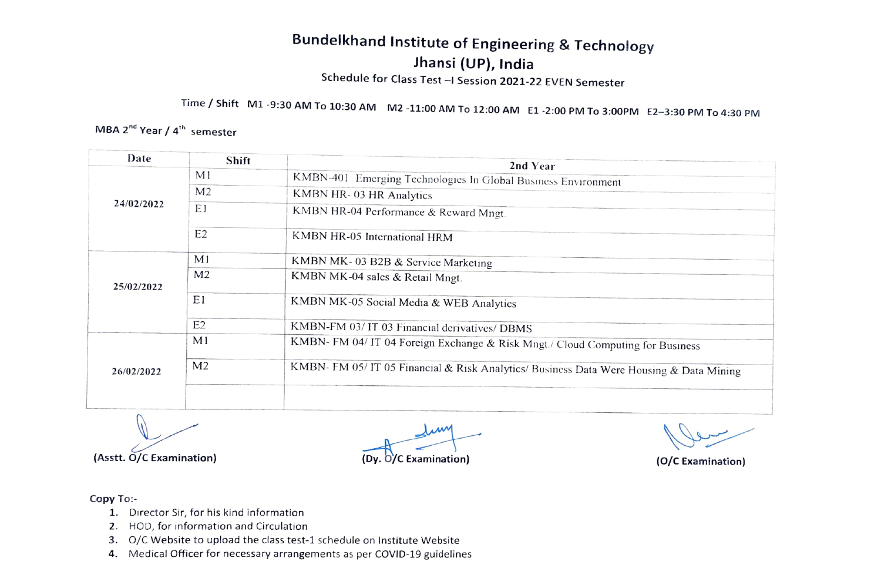# Bundelkhand Institute of Engineering & Technology

## Jhansi (UP), India

### Schedule for Class Test –I Session 2021-22 EVEN Semester

Time / Shift M1 -9:30 AM To 10:30 AM M2 -11:00 AM To 12:00 AM E1 -2:00 PM To 3:00PM E2–3:30 PM To 4:30 PM

MBA 2nd Year / 4th semester

| Date | Shift | 2nd Year |
|---|---|---|
| 24/02/2022 | M1 | KMBN-401 Emerging Technologies In Global Business Environment |
| | M2 | KMBN HR- 03 HR Analytics |
| | E1 | KMBN HR-04 Performance & Reward Mngt. |
| | E2 | KMBN HR-05 International HRM |
| 25/02/2022 | M1 | KMBN MK- 03 B2B & Service Marketing |
| | M2 | KMBN MK-04 sales & Retail Mngt. |
| | E1 | KMBN MK-05 Social Media & WEB Analytics |
| | E2 | KMBN-FM 03/ IT 03 Financial derivatives/ DBMS |
| 26/02/2022 | M1 | KMBN- FM 04/ IT 04 Foreign Exchange & Risk Mngt./ Cloud Computing for Business |
| | M2 | KMBN- FM 05/ IT 05 Financial & Risk Analytics/ Business Data Were Housing & Data Mining |
| | | |

(Asstt. O/C Examination)    (Dy. O/C Examination)    (O/C Examination)

Copy To:-

1. Director Sir, for his kind information
2. HOD, for information and Circulation
3. O/C Website to upload the class test-1 schedule on Institute Website
4. Medical Officer for necessary arrangements as per COVID-19 guidelines